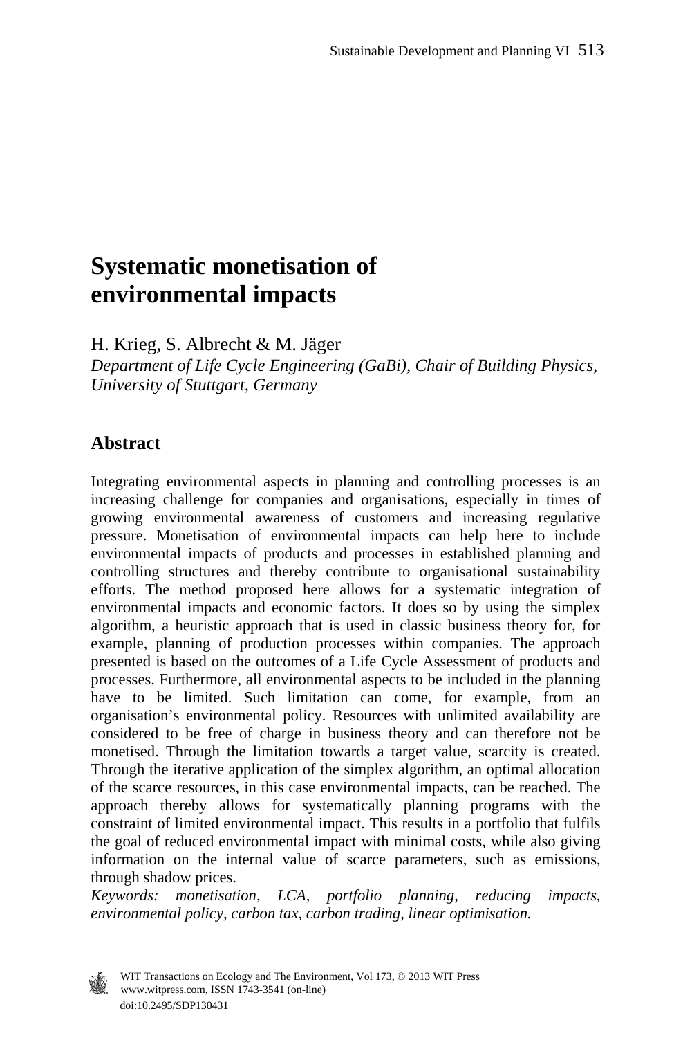# Systematic monetisation of environmental impacts

H. Krieg, S. Albrecht & M. Jäger

*Department of Life Cycle Engineering (GaBi), Chair of Building Physics, University of Stuttgart, Germany*

## Abstract

Integrating environmental aspects in planning and controlling processes is an increasing challenge for companies and organisations, especially in times of growing environmental awareness of customers and increasing regulative pressure. Monetisation of environmental impacts can help here to include environmental impacts of products and processes in established planning and controlling structures and thereby contribute to organisational sustainability efforts. The method proposed here allows for a systematic integration of environmental impacts and economic factors. It does so by using the simplex algorithm, a heuristic approach that is used in classic business theory for, for example, planning of production processes within companies. The approach presented is based on the outcomes of a Life Cycle Assessment of products and processes. Furthermore, all environmental aspects to be included in the planning have to be limited. Such limitation can come, for example, from an organisation's environmental policy. Resources with unlimited availability are considered to be free of charge in business theory and can therefore not be monetised. Through the limitation towards a target value, scarcity is created. Through the iterative application of the simplex algorithm, an optimal allocation of the scarce resources, in this case environmental impacts, can be reached. The approach thereby allows for systematically planning programs with the constraint of limited environmental impact. This results in a portfolio that fulfils the goal of reduced environmental impact with minimal costs, while also giving information on the internal value of scarce parameters, such as emissions, through shadow prices.

*Keywords: monetisation, LCA, portfolio planning, reducing impacts, environmental policy, carbon tax, carbon trading, linear optimisation.*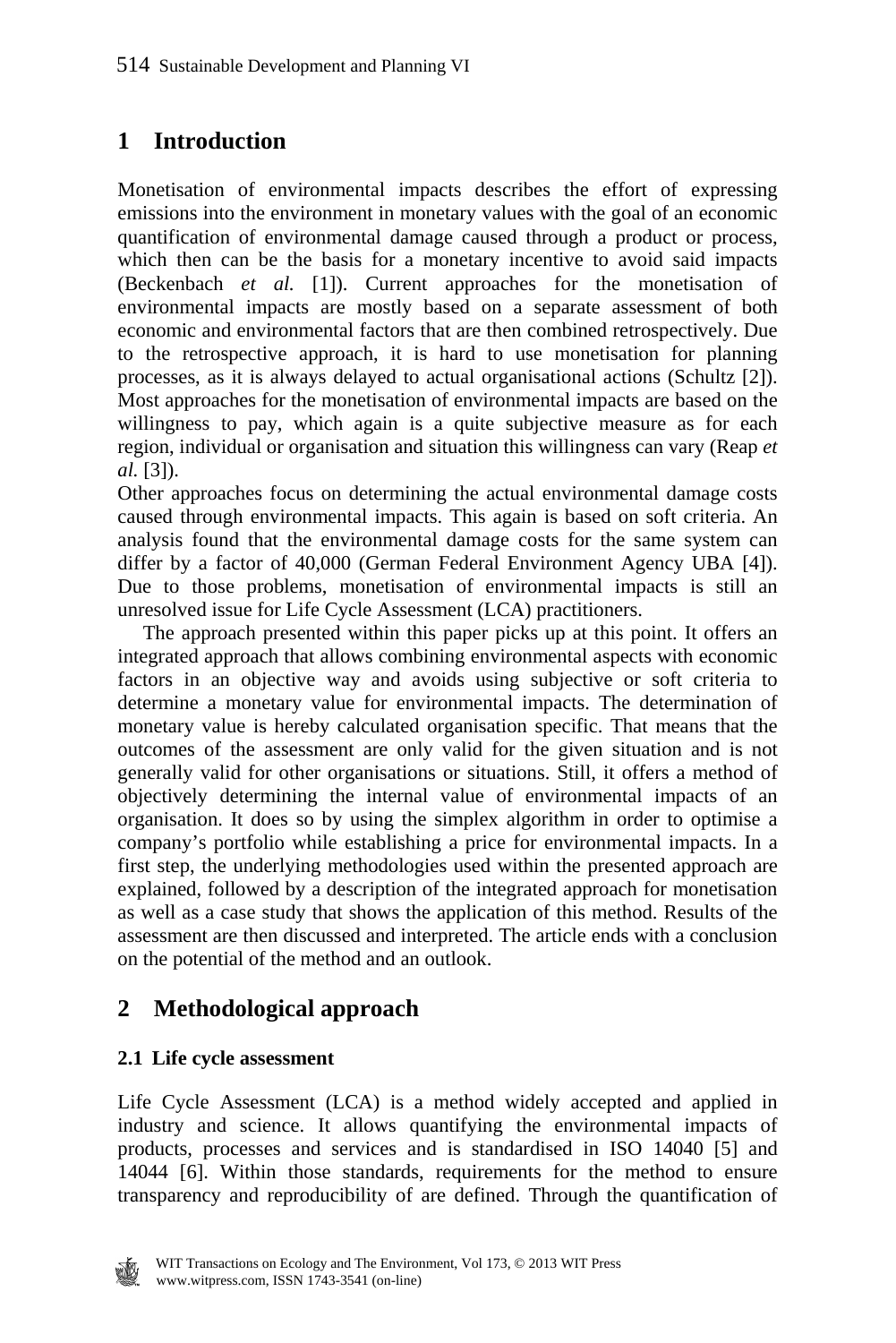# 1 Introduction

Monetisation of environmental impacts describes the effort of expressing emissions into the environment in monetary values with the goal of an economic quantification of environmental damage caused through a product or process, which then can be the basis for a monetary incentive to avoid said impacts (Beckenbach *et al.* [1]). Current approaches for the monetisation of environmental impacts are mostly based on a separate assessment of both economic and environmental factors that are then combined retrospectively. Due to the retrospective approach, it is hard to use monetisation for planning processes, as it is always delayed to actual organisational actions (Schultz [2]). Most approaches for the monetisation of environmental impacts are based on the willingness to pay, which again is a quite subjective measure as for each region, individual or organisation and situation this willingness can vary (Reap *et al.* [3]).

Other approaches focus on determining the actual environmental damage costs caused through environmental impacts. This again is based on soft criteria. An analysis found that the environmental damage costs for the same system can differ by a factor of 40,000 (German Federal Environment Agency UBA [4]). Due to those problems, monetisation of environmental impacts is still an unresolved issue for Life Cycle Assessment (LCA) practitioners.

The approach presented within this paper picks up at this point. It offers an integrated approach that allows combining environmental aspects with economic factors in an objective way and avoids using subjective or soft criteria to determine a monetary value for environmental impacts. The determination of monetary value is hereby calculated organisation specific. That means that the outcomes of the assessment are only valid for the given situation and is not generally valid for other organisations or situations. Still, it offers a method of objectively determining the internal value of environmental impacts of an organisation. It does so by using the simplex algorithm in order to optimise a company's portfolio while establishing a price for environmental impacts. In a first step, the underlying methodologies used within the presented approach are explained, followed by a description of the integrated approach for monetisation as well as a case study that shows the application of this method. Results of the assessment are then discussed and interpreted. The article ends with a conclusion on the potential of the method and an outlook.

# 2 Methodological approach

## 2.1 Life cycle assessment

Life Cycle Assessment (LCA) is a method widely accepted and applied in industry and science. It allows quantifying the environmental impacts of products, processes and services and is standardised in ISO 14040 [5] and 14044 [6]. Within those standards, requirements for the method to ensure transparency and reproducibility of are defined. Through the quantification of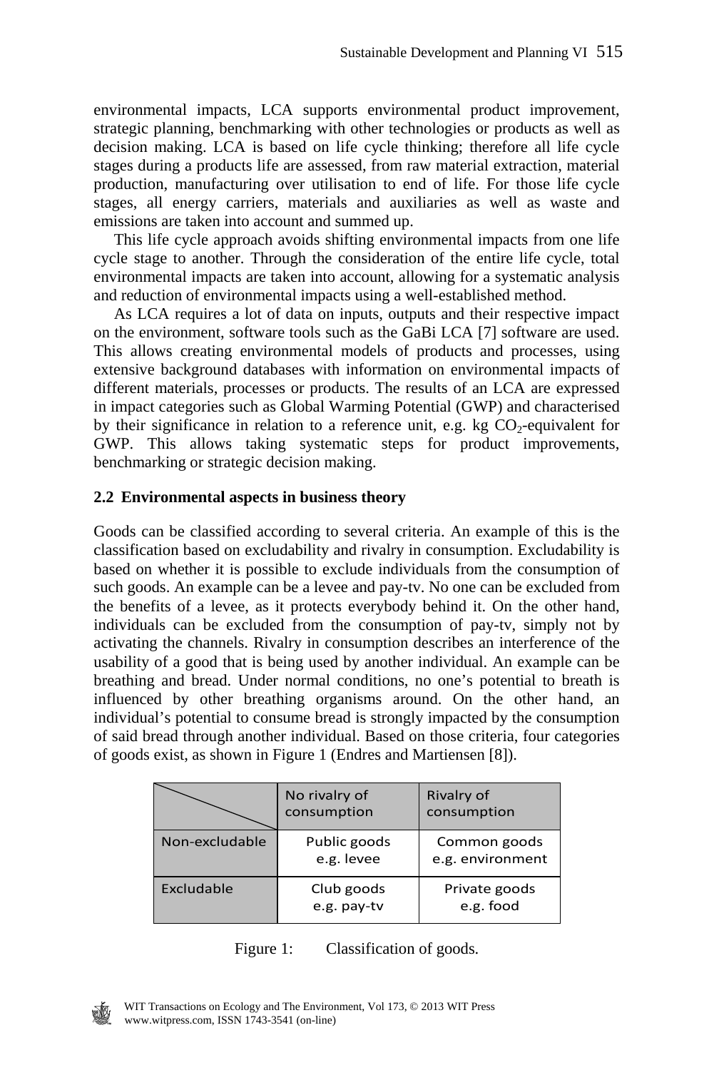environmental impacts, LCA supports environmental product improvement, strategic planning, benchmarking with other technologies or products as well as decision making. LCA is based on life cycle thinking; therefore all life cycle stages during a products life are assessed, from raw material extraction, material production, manufacturing over utilisation to end of life. For those life cycle stages, all energy carriers, materials and auxiliaries as well as waste and emissions are taken into account and summed up.

This life cycle approach avoids shifting environmental impacts from one life cycle stage to another. Through the consideration of the entire life cycle, total environmental impacts are taken into account, allowing for a systematic analysis and reduction of environmental impacts using a well-established method.

As LCA requires a lot of data on inputs, outputs and their respective impact on the environment, software tools such as the GaBi LCA [7] software are used. This allows creating environmental models of products and processes, using extensive background databases with information on environmental impacts of different materials, processes or products. The results of an LCA are expressed in impact categories such as Global Warming Potential (GWP) and characterised by their significance in relation to a reference unit, e.g. kg $CO_2$-equivalent for GWP. This allows taking systematic steps for product improvements, benchmarking or strategic decision making.

### 2.2 Environmental aspects in business theory

Goods can be classified according to several criteria. An example of this is the classification based on excludability and rivalry in consumption. Excludability is based on whether it is possible to exclude individuals from the consumption of such goods. An example can be a levee and pay-tv. No one can be excluded from the benefits of a levee, as it protects everybody behind it. On the other hand, individuals can be excluded from the consumption of pay-tv, simply not by activating the channels. Rivalry in consumption describes an interference of the usability of a good that is being used by another individual. An example can be breathing and bread. Under normal conditions, no one's potential to breath is influenced by other breathing organisms around. On the other hand, an individual's potential to consume bread is strongly impacted by the consumption of said bread through another individual. Based on those criteria, four categories of goods exist, as shown in Figure 1 (Endres and Martiensen [8]).

| | No rivalry of consumption | Rivalry of consumption |
|---|---|---|
| Non-excludable | Public goods e.g. levee | Common goods e.g. environment |
| Excludable | Club goods e.g. pay-tv | Private goods e.g. food |

Figure 1: Classification of goods.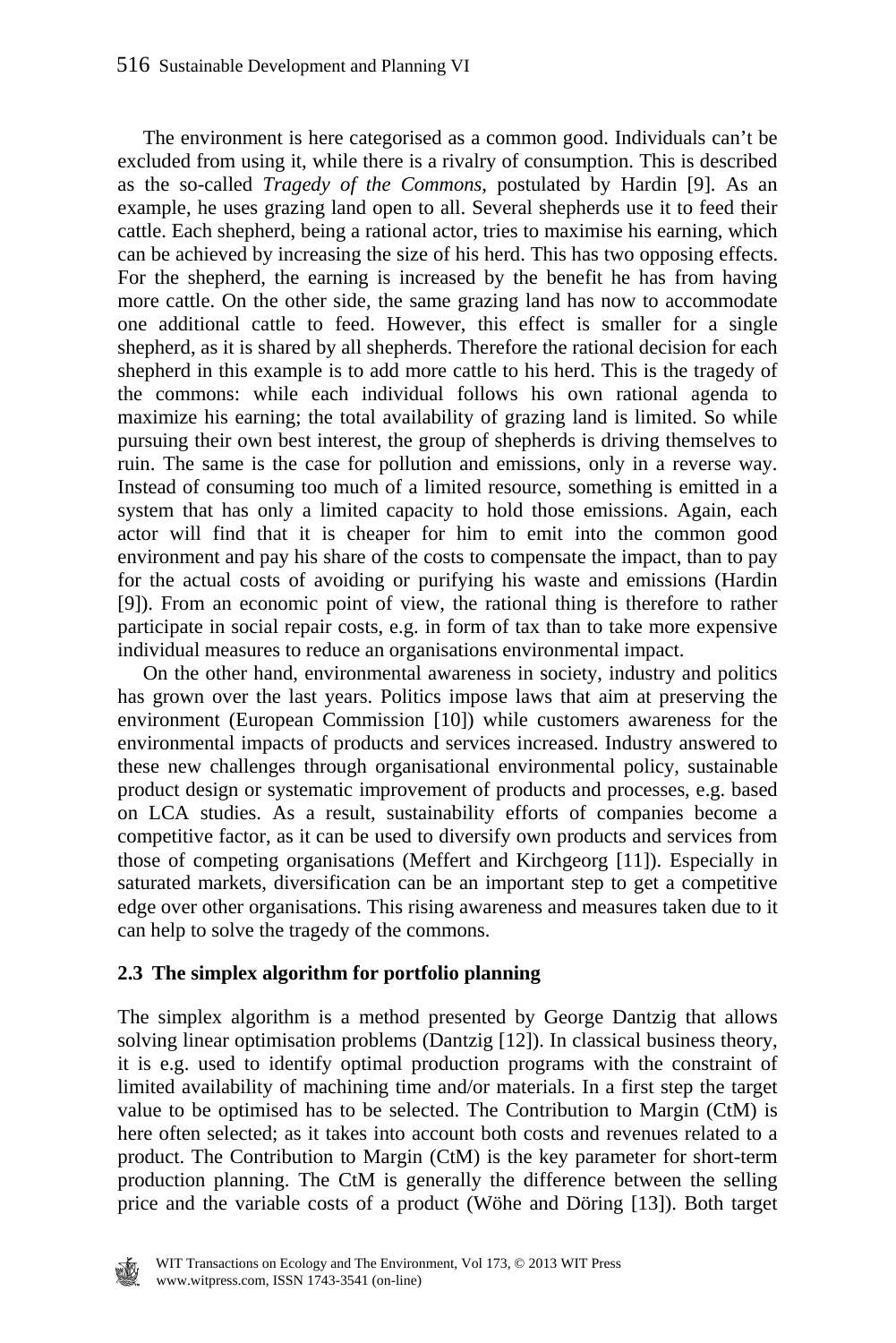The environment is here categorised as a common good. Individuals can't be excluded from using it, while there is a rivalry of consumption. This is described as the so-called *Tragedy of the Commons*, postulated by Hardin [9]. As an example, he uses grazing land open to all. Several shepherds use it to feed their cattle. Each shepherd, being a rational actor, tries to maximise his earning, which can be achieved by increasing the size of his herd. This has two opposing effects. For the shepherd, the earning is increased by the benefit he has from having more cattle. On the other side, the same grazing land has now to accommodate one additional cattle to feed. However, this effect is smaller for a single shepherd, as it is shared by all shepherds. Therefore the rational decision for each shepherd in this example is to add more cattle to his herd. This is the tragedy of the commons: while each individual follows his own rational agenda to maximize his earning; the total availability of grazing land is limited. So while pursuing their own best interest, the group of shepherds is driving themselves to ruin. The same is the case for pollution and emissions, only in a reverse way. Instead of consuming too much of a limited resource, something is emitted in a system that has only a limited capacity to hold those emissions. Again, each actor will find that it is cheaper for him to emit into the common good environment and pay his share of the costs to compensate the impact, than to pay for the actual costs of avoiding or purifying his waste and emissions (Hardin [9]). From an economic point of view, the rational thing is therefore to rather participate in social repair costs, e.g. in form of tax than to take more expensive individual measures to reduce an organisations environmental impact.

On the other hand, environmental awareness in society, industry and politics has grown over the last years. Politics impose laws that aim at preserving the environment (European Commission [10]) while customers awareness for the environmental impacts of products and services increased. Industry answered to these new challenges through organisational environmental policy, sustainable product design or systematic improvement of products and processes, e.g. based on LCA studies. As a result, sustainability efforts of companies become a competitive factor, as it can be used to diversify own products and services from those of competing organisations (Meffert and Kirchgeorg [11]). Especially in saturated markets, diversification can be an important step to get a competitive edge over other organisations. This rising awareness and measures taken due to it can help to solve the tragedy of the commons.

### 2.3 The simplex algorithm for portfolio planning

The simplex algorithm is a method presented by George Dantzig that allows solving linear optimisation problems (Dantzig [12]). In classical business theory, it is e.g. used to identify optimal production programs with the constraint of limited availability of machining time and/or materials. In a first step the target value to be optimised has to be selected. The Contribution to Margin (CtM) is here often selected; as it takes into account both costs and revenues related to a product. The Contribution to Margin (CtM) is the key parameter for short-term production planning. The CtM is generally the difference between the selling price and the variable costs of a product (Wöhe and Döring [13]). Both target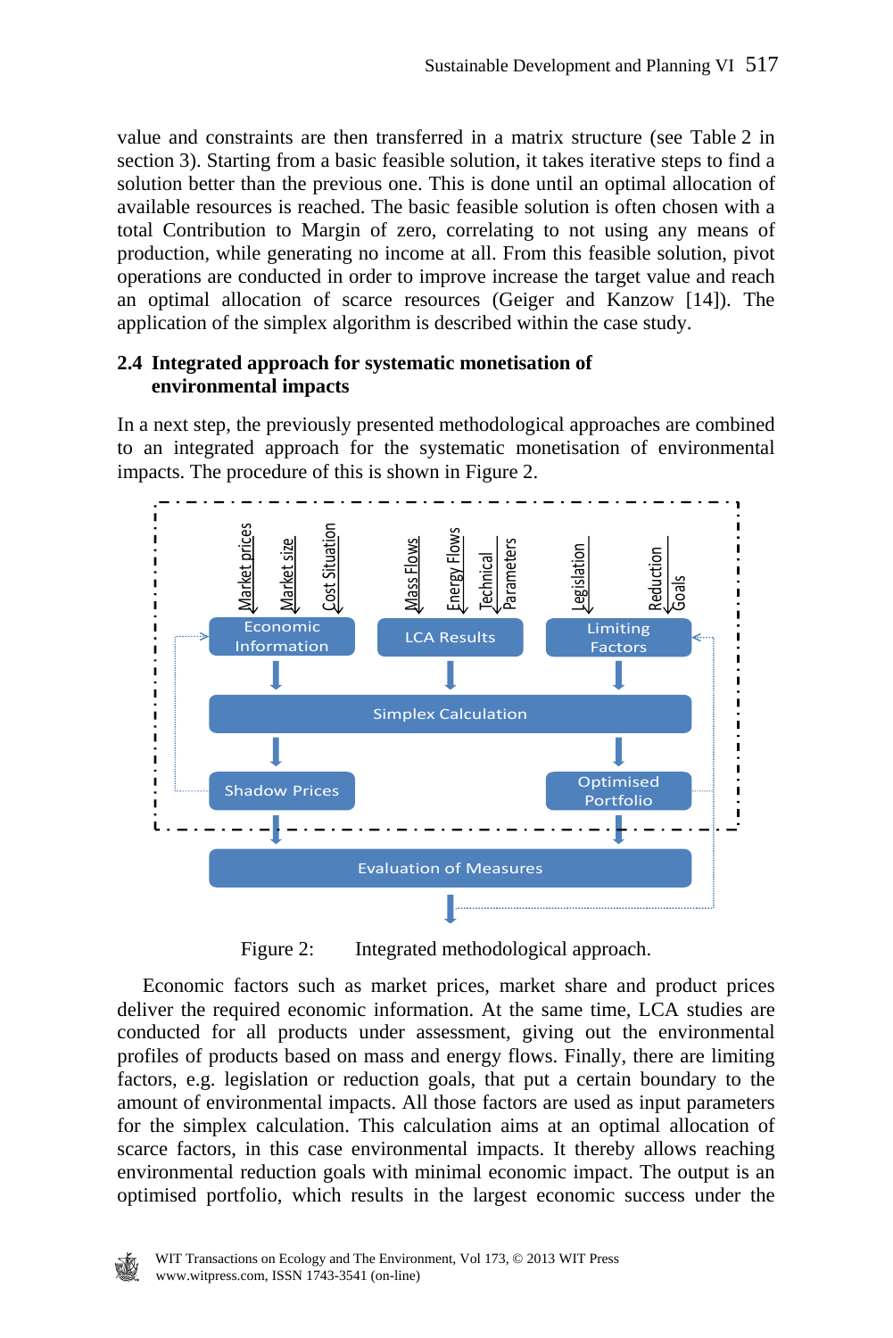value and constraints are then transferred in a matrix structure (see Table 2 in section 3). Starting from a basic feasible solution, it takes iterative steps to find a solution better than the previous one. This is done until an optimal allocation of available resources is reached. The basic feasible solution is often chosen with a total Contribution to Margin of zero, correlating to not using any means of production, while generating no income at all. From this feasible solution, pivot operations are conducted in order to improve increase the target value and reach an optimal allocation of scarce resources (Geiger and Kanzow [14]). The application of the simplex algorithm is described within the case study.

## 2.4 Integrated approach for systematic monetisation of environmental impacts

In a next step, the previously presented methodological approaches are combined to an integrated approach for the systematic monetisation of environmental impacts. The procedure of this is shown in Figure 2.

Figure 2: Integrated methodological approach.

Economic factors such as market prices, market share and product prices deliver the required economic information. At the same time, LCA studies are conducted for all products under assessment, giving out the environmental profiles of products based on mass and energy flows. Finally, there are limiting factors, e.g. legislation or reduction goals, that put a certain boundary to the amount of environmental impacts. All those factors are used as input parameters for the simplex calculation. This calculation aims at an optimal allocation of scarce factors, in this case environmental impacts. It thereby allows reaching environmental reduction goals with minimal economic impact. The output is an optimised portfolio, which results in the largest economic success under the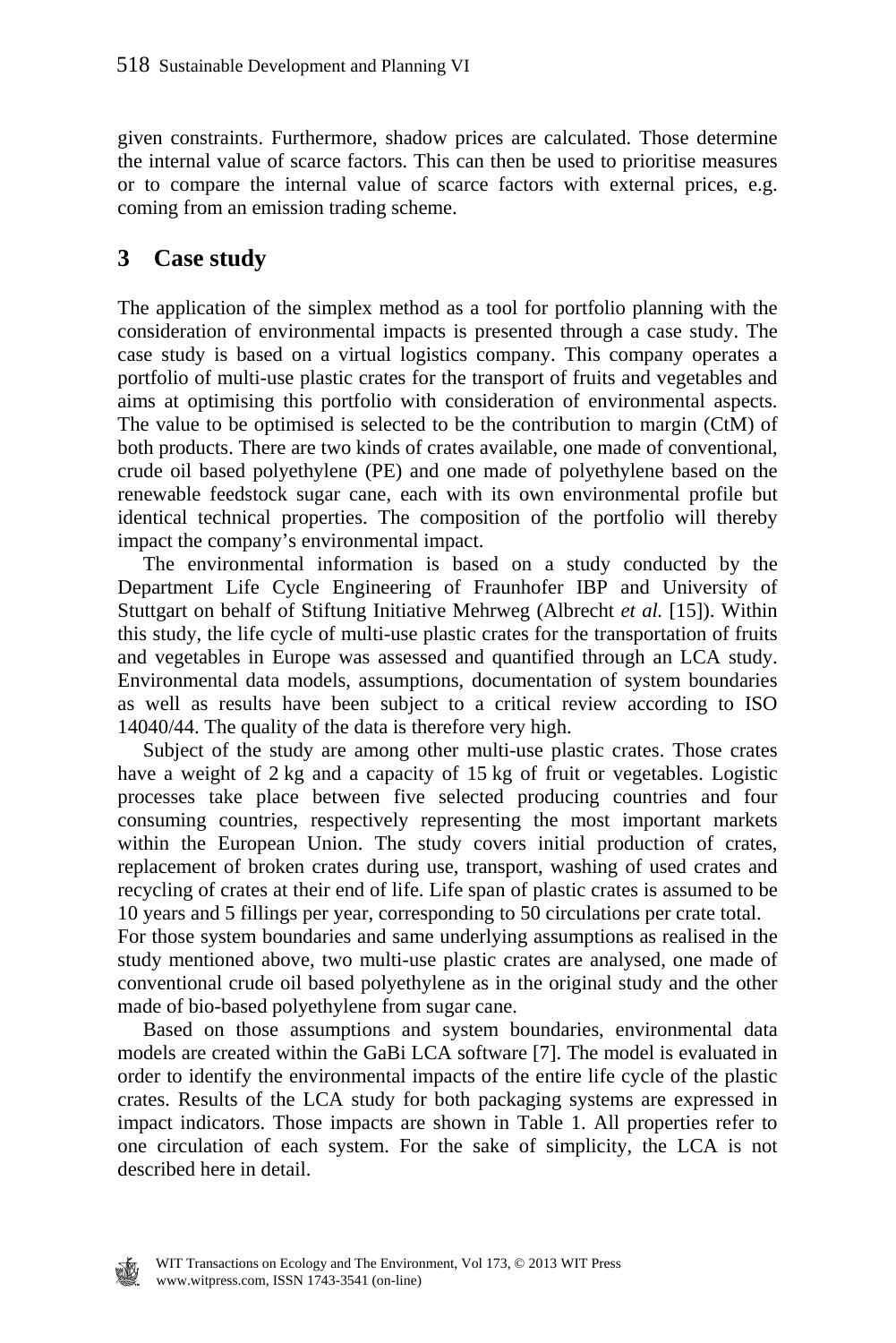given constraints. Furthermore, shadow prices are calculated. Those determine the internal value of scarce factors. This can then be used to prioritise measures or to compare the internal value of scarce factors with external prices, e.g. coming from an emission trading scheme.

## 3 Case study

The application of the simplex method as a tool for portfolio planning with the consideration of environmental impacts is presented through a case study. The case study is based on a virtual logistics company. This company operates a portfolio of multi-use plastic crates for the transport of fruits and vegetables and aims at optimising this portfolio with consideration of environmental aspects. The value to be optimised is selected to be the contribution to margin (CtM) of both products. There are two kinds of crates available, one made of conventional, crude oil based polyethylene (PE) and one made of polyethylene based on the renewable feedstock sugar cane, each with its own environmental profile but identical technical properties. The composition of the portfolio will thereby impact the company's environmental impact.

The environmental information is based on a study conducted by the Department Life Cycle Engineering of Fraunhofer IBP and University of Stuttgart on behalf of Stiftung Initiative Mehrweg (Albrecht *et al.* [15]). Within this study, the life cycle of multi-use plastic crates for the transportation of fruits and vegetables in Europe was assessed and quantified through an LCA study. Environmental data models, assumptions, documentation of system boundaries as well as results have been subject to a critical review according to ISO 14040/44. The quality of the data is therefore very high.

Subject of the study are among other multi-use plastic crates. Those crates have a weight of 2 kg and a capacity of 15 kg of fruit or vegetables. Logistic processes take place between five selected producing countries and four consuming countries, respectively representing the most important markets within the European Union. The study covers initial production of crates, replacement of broken crates during use, transport, washing of used crates and recycling of crates at their end of life. Life span of plastic crates is assumed to be 10 years and 5 fillings per year, corresponding to 50 circulations per crate total.
For those system boundaries and same underlying assumptions as realised in the study mentioned above, two multi-use plastic crates are analysed, one made of conventional crude oil based polyethylene as in the original study and the other made of bio-based polyethylene from sugar cane.

Based on those assumptions and system boundaries, environmental data models are created within the GaBi LCA software [7]. The model is evaluated in order to identify the environmental impacts of the entire life cycle of the plastic crates. Results of the LCA study for both packaging systems are expressed in impact indicators. Those impacts are shown in Table 1. All properties refer to one circulation of each system. For the sake of simplicity, the LCA is not described here in detail.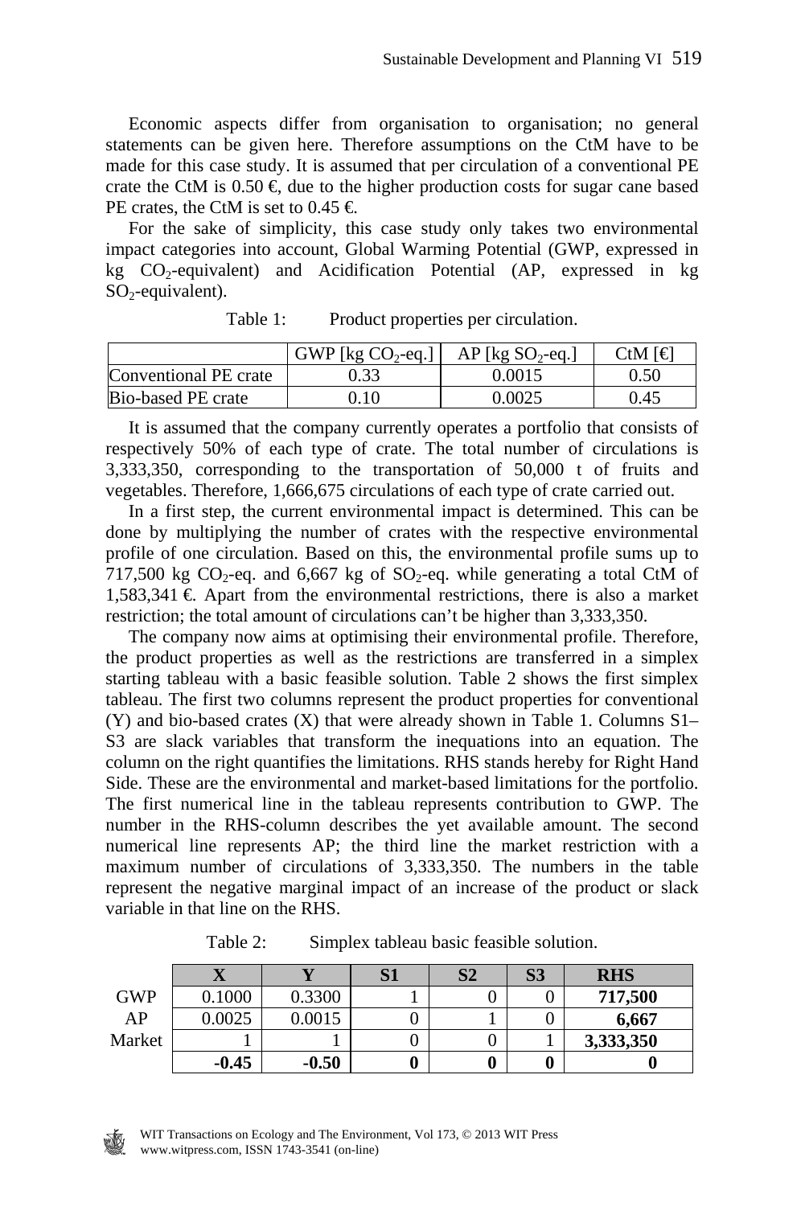Economic aspects differ from organisation to organisation; no general statements can be given here. Therefore assumptions on the CtM have to be made for this case study. It is assumed that per circulation of a conventional PE crate the CtM is 0.50 €, due to the higher production costs for sugar cane based PE crates, the CtM is set to 0.45 €.

For the sake of simplicity, this case study only takes two environmental impact categories into account, Global Warming Potential (GWP, expressed in kg $CO_2$-equivalent) and Acidification Potential (AP, expressed in kg $SO_2$-equivalent).

Table 1: Product properties per circulation.

| | GWP [kg $CO_2$-eq.] | AP [kg $SO_2$-eq.] | CtM [€] |
|---|---|---|---|
| Conventional PE crate | 0.33 | 0.0015 | 0.50 |
| Bio-based PE crate | 0.10 | 0.0025 | 0.45 |

It is assumed that the company currently operates a portfolio that consists of respectively 50% of each type of crate. The total number of circulations is 3,333,350, corresponding to the transportation of 50,000 t of fruits and vegetables. Therefore, 1,666,675 circulations of each type of crate carried out.

In a first step, the current environmental impact is determined. This can be done by multiplying the number of crates with the respective environmental profile of one circulation. Based on this, the environmental profile sums up to 717,500 kg $CO_2$-eq. and 6,667 kg of $SO_2$-eq. while generating a total CtM of 1,583,341 €. Apart from the environmental restrictions, there is also a market restriction; the total amount of circulations can't be higher than 3,333,350.

The company now aims at optimising their environmental profile. Therefore, the product properties as well as the restrictions are transferred in a simplex starting tableau with a basic feasible solution. Table 2 shows the first simplex tableau. The first two columns represent the product properties for conventional (Y) and bio-based crates (X) that were already shown in Table 1. Columns S1–S3 are slack variables that transform the inequations into an equation. The column on the right quantifies the limitations. RHS stands hereby for Right Hand Side. These are the environmental and market-based limitations for the portfolio. The first numerical line in the tableau represents contribution to GWP. The number in the RHS-column describes the yet available amount. The second numerical line represents AP; the third line the market restriction with a maximum number of circulations of 3,333,350. The numbers in the table represent the negative marginal impact of an increase of the product or slack variable in that line on the RHS.

Table 2: Simplex tableau basic feasible solution.

| | **X** | **Y** | **S1** | **S2** | **S3** | **RHS** |
|---|---|---|---|---|---|---|
| GWP | 0.1000 | 0.3300 | 1 | 0 | 0 | **717,500** |
| AP | 0.0025 | 0.0015 | 0 | 1 | 0 | **6,667** |
| Market | 1 | 1 | 0 | 0 | 1 | **3,333,350** |
| | **-0.45** | **-0.50** | **0** | **0** | **0** | **0** |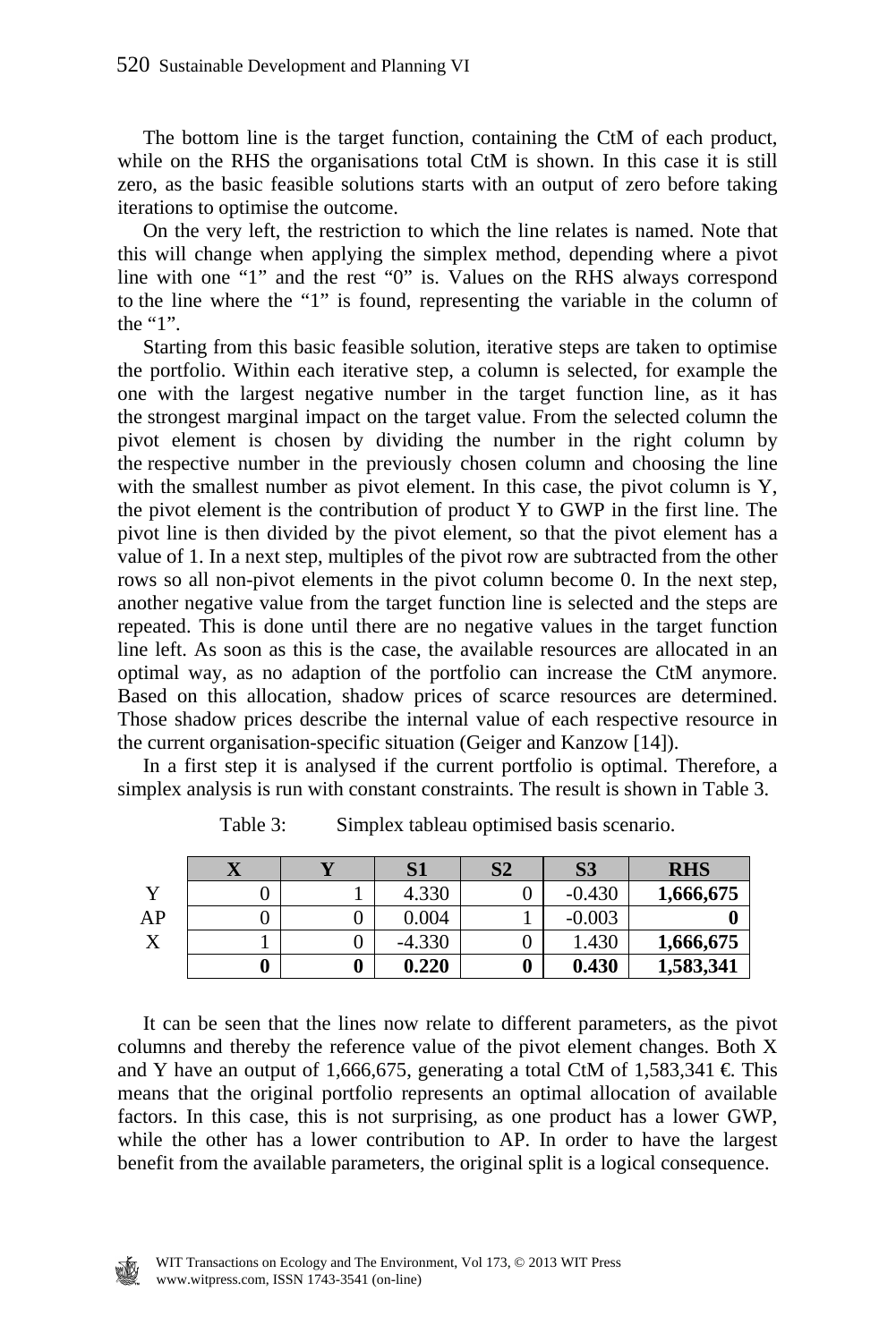The bottom line is the target function, containing the CtM of each product, while on the RHS the organisations total CtM is shown. In this case it is still zero, as the basic feasible solutions starts with an output of zero before taking iterations to optimise the outcome.

On the very left, the restriction to which the line relates is named. Note that this will change when applying the simplex method, depending where a pivot line with one "1" and the rest "0" is. Values on the RHS always correspond to the line where the "1" is found, representing the variable in the column of the "1".

Starting from this basic feasible solution, iterative steps are taken to optimise the portfolio. Within each iterative step, a column is selected, for example the one with the largest negative number in the target function line, as it has the strongest marginal impact on the target value. From the selected column the pivot element is chosen by dividing the number in the right column by the respective number in the previously chosen column and choosing the line with the smallest number as pivot element. In this case, the pivot column is Y, the pivot element is the contribution of product Y to GWP in the first line. The pivot line is then divided by the pivot element, so that the pivot element has a value of 1. In a next step, multiples of the pivot row are subtracted from the other rows so all non-pivot elements in the pivot column become 0. In the next step, another negative value from the target function line is selected and the steps are repeated. This is done until there are no negative values in the target function line left. As soon as this is the case, the available resources are allocated in an optimal way, as no adaption of the portfolio can increase the CtM anymore. Based on this allocation, shadow prices of scarce resources are determined. Those shadow prices describe the internal value of each respective resource in the current organisation-specific situation (Geiger and Kanzow [14]).

In a first step it is analysed if the current portfolio is optimal. Therefore, a simplex analysis is run with constant constraints. The result is shown in Table 3.

Table 3: Simplex tableau optimised basis scenario.

| | **X** | **Y** | **S1** | **S2** | **S3** | **RHS** |
|---|---|---|---|---|---|---|
| Y | 0 | 1 | 4.330 | 0 | -0.430 | **1,666,675** |
| AP | 0 | 0 | 0.004 | 1 | -0.003 | **0** |
| X | 1 | 0 | -4.330 | 0 | 1.430 | **1,666,675** |
| | **0** | **0** | **0.220** | **0** | **0.430** | **1,583,341** |

It can be seen that the lines now relate to different parameters, as the pivot columns and thereby the reference value of the pivot element changes. Both X and Y have an output of 1,666,675, generating a total CtM of 1,583,341 €. This means that the original portfolio represents an optimal allocation of available factors. In this case, this is not surprising, as one product has a lower GWP, while the other has a lower contribution to AP. In order to have the largest benefit from the available parameters, the original split is a logical consequence.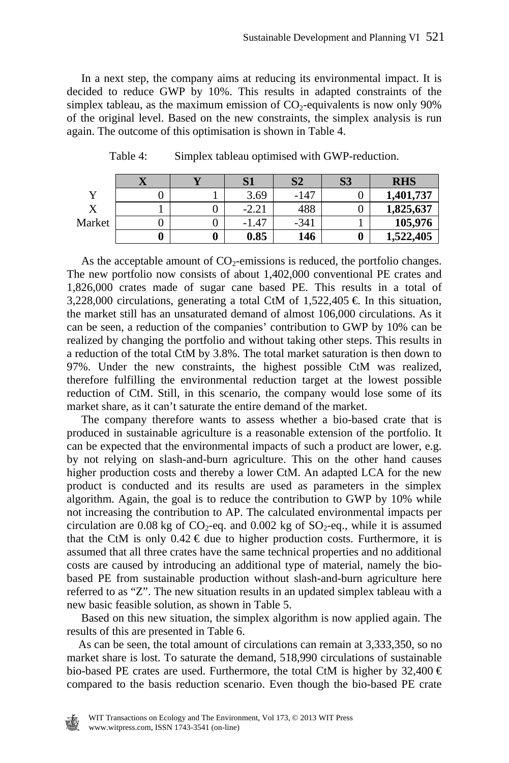In a next step, the company aims at reducing its environmental impact. It is decided to reduce GWP by 10%. This results in adapted constraints of the simplex tableau, as the maximum emission of $CO_2$-equivalents is now only 90% of the original level. Based on the new constraints, the simplex analysis is run again. The outcome of this optimisation is shown in Table 4.

Table 4: Simplex tableau optimised with GWP-reduction.

| | X | Y | S1 | S2 | S3 | RHS |
|---|---|---|---|---|---|---|
| Y | 0 | 1 | 3.69 | -147 | 0 | **1,401,737** |
| X | 1 | 0 | -2.21 | 488 | 0 | **1,825,637** |
| Market | 0 | 0 | -1.47 | -341 | 1 | **105,976** |
| | **0** | **0** | **0.85** | **146** | **0** | **1,522,405** |

As the acceptable amount of $CO_2$-emissions is reduced, the portfolio changes. The new portfolio now consists of about 1,402,000 conventional PE crates and 1,826,000 crates made of sugar cane based PE. This results in a total of 3,228,000 circulations, generating a total CtM of 1,522,405 €. In this situation, the market still has an unsaturated demand of almost 106,000 circulations. As it can be seen, a reduction of the companies' contribution to GWP by 10% can be realized by changing the portfolio and without taking other steps. This results in a reduction of the total CtM by 3.8%. The total market saturation is then down to 97%. Under the new constraints, the highest possible CtM was realized, therefore fulfilling the environmental reduction target at the lowest possible reduction of CtM. Still, in this scenario, the company would lose some of its market share, as it can't saturate the entire demand of the market.

The company therefore wants to assess whether a bio-based crate that is produced in sustainable agriculture is a reasonable extension of the portfolio. It can be expected that the environmental impacts of such a product are lower, e.g. by not relying on slash-and-burn agriculture. This on the other hand causes higher production costs and thereby a lower CtM. An adapted LCA for the new product is conducted and its results are used as parameters in the simplex algorithm. Again, the goal is to reduce the contribution to GWP by 10% while not increasing the contribution to AP. The calculated environmental impacts per circulation are 0.08 kg of $CO_2$-eq. and 0.002 kg of $SO_2$-eq., while it is assumed that the CtM is only 0.42 € due to higher production costs. Furthermore, it is assumed that all three crates have the same technical properties and no additional costs are caused by introducing an additional type of material, namely the bio-based PE from sustainable production without slash-and-burn agriculture here referred to as "Z". The new situation results in an updated simplex tableau with a new basic feasible solution, as shown in Table 5.

Based on this new situation, the simplex algorithm is now applied again. The results of this are presented in Table 6.

As can be seen, the total amount of circulations can remain at 3,333,350, so no market share is lost. To saturate the demand, 518,990 circulations of sustainable bio-based PE crates are used. Furthermore, the total CtM is higher by 32,400 € compared to the basis reduction scenario. Even though the bio-based PE crate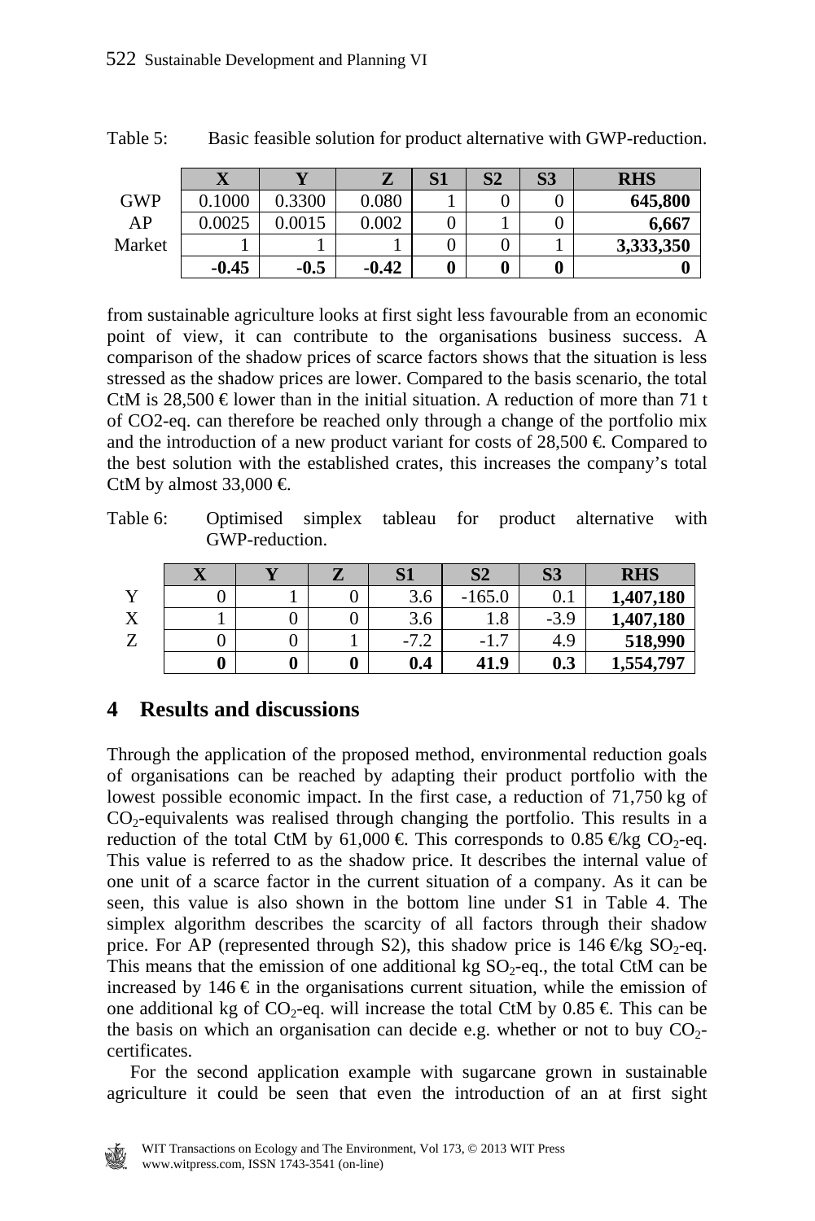Table 5: Basic feasible solution for product alternative with GWP-reduction.

| | X | Y | Z | S1 | S2 | S3 | RHS |
|---|---|---|---|---|---|---|---|
| GWP | 0.1000 | 0.3300 | 0.080 | 1 | 0 | 0 | **645,800** |
| AP | 0.0025 | 0.0015 | 0.002 | 0 | 1 | 0 | **6,667** |
| Market | 1 | 1 | 1 | 0 | 0 | 1 | **3,333,350** |
| | **-0.45** | **-0.5** | **-0.42** | **0** | **0** | **0** | **0** |

from sustainable agriculture looks at first sight less favourable from an economic point of view, it can contribute to the organisations business success. A comparison of the shadow prices of scarce factors shows that the situation is less stressed as the shadow prices are lower. Compared to the basis scenario, the total CtM is 28,500 € lower than in the initial situation. A reduction of more than 71 t of CO2-eq. can therefore be reached only through a change of the portfolio mix and the introduction of a new product variant for costs of 28,500 €. Compared to the best solution with the established crates, this increases the company's total CtM by almost 33,000 €.

Table 6: Optimised simplex tableau for product alternative with GWP-reduction.

| | X | Y | Z | S1 | S2 | S3 | RHS |
|---|---|---|---|---|---|---|---|
| Y | 0 | 1 | 0 | 3.6 | -165.0 | 0.1 | **1,407,180** |
| X | 1 | 0 | 0 | 3.6 | 1.8 | -3.9 | **1,407,180** |
| Z | 0 | 0 | 1 | -7.2 | -1.7 | 4.9 | **518,990** |
| | **0** | **0** | **0** | **0.4** | **41.9** | **0.3** | **1,554,797** |

## 4 Results and discussions

Through the application of the proposed method, environmental reduction goals of organisations can be reached by adapting their product portfolio with the lowest possible economic impact. In the first case, a reduction of 71,750 kg of $CO_2$-equivalents was realised through changing the portfolio. This results in a reduction of the total CtM by 61,000 €. This corresponds to 0.85 €/kg $CO_2$-eq. This value is referred to as the shadow price. It describes the internal value of one unit of a scarce factor in the current situation of a company. As it can be seen, this value is also shown in the bottom line under S1 in Table 4. The simplex algorithm describes the scarcity of all factors through their shadow price. For AP (represented through S2), this shadow price is 146 €/kg $SO_2$-eq. This means that the emission of one additional kg $SO_2$-eq., the total CtM can be increased by 146 € in the organisations current situation, while the emission of one additional kg of $CO_2$-eq. will increase the total CtM by 0.85 €. This can be the basis on which an organisation can decide e.g. whether or not to buy $CO_2$-certificates.

For the second application example with sugarcane grown in sustainable agriculture it could be seen that even the introduction of an at first sight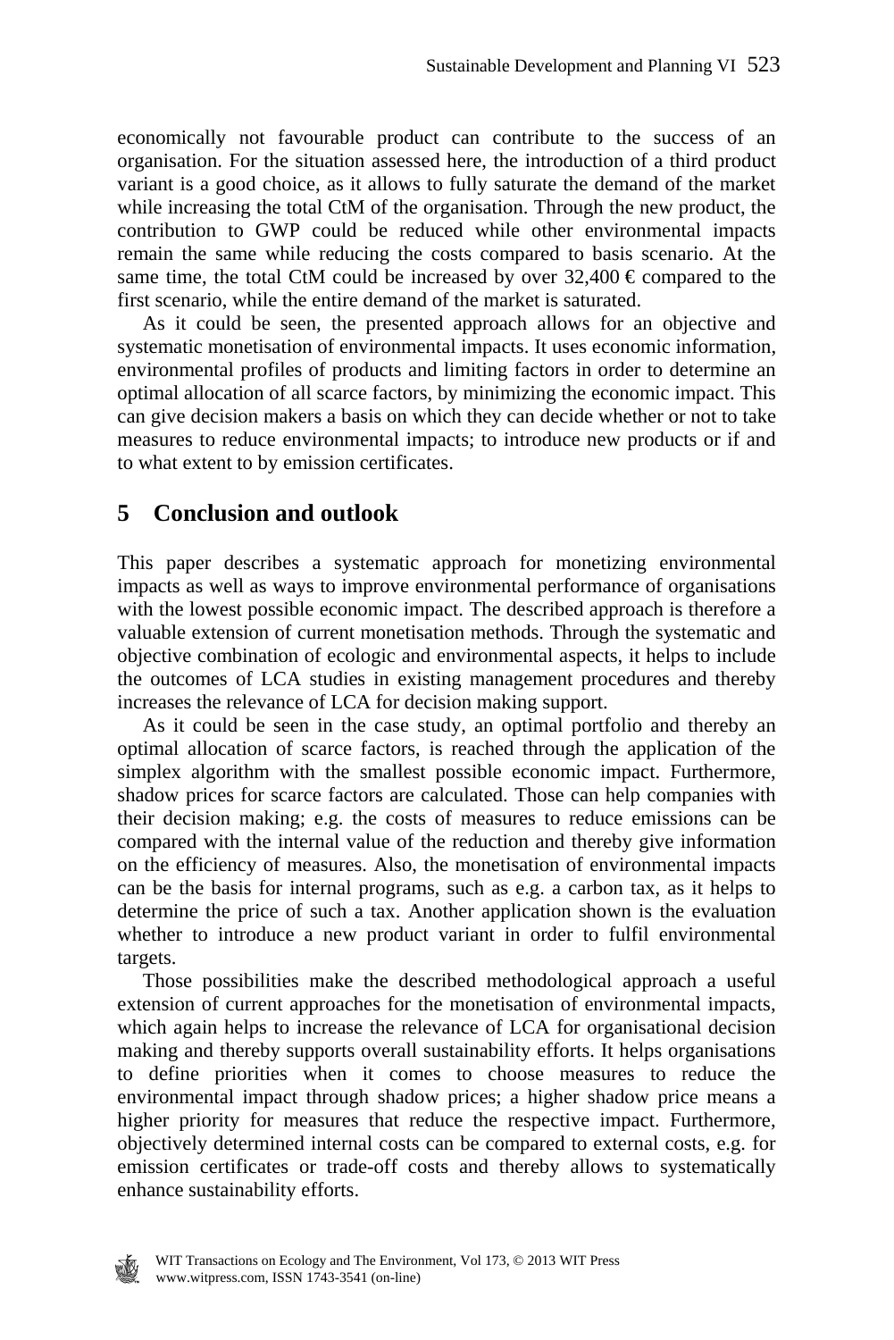economically not favourable product can contribute to the success of an organisation. For the situation assessed here, the introduction of a third product variant is a good choice, as it allows to fully saturate the demand of the market while increasing the total CtM of the organisation. Through the new product, the contribution to GWP could be reduced while other environmental impacts remain the same while reducing the costs compared to basis scenario. At the same time, the total CtM could be increased by over 32,400 € compared to the first scenario, while the entire demand of the market is saturated.

As it could be seen, the presented approach allows for an objective and systematic monetisation of environmental impacts. It uses economic information, environmental profiles of products and limiting factors in order to determine an optimal allocation of all scarce factors, by minimizing the economic impact. This can give decision makers a basis on which they can decide whether or not to take measures to reduce environmental impacts; to introduce new products or if and to what extent to by emission certificates.

## 5 Conclusion and outlook

This paper describes a systematic approach for monetizing environmental impacts as well as ways to improve environmental performance of organisations with the lowest possible economic impact. The described approach is therefore a valuable extension of current monetisation methods. Through the systematic and objective combination of ecologic and environmental aspects, it helps to include the outcomes of LCA studies in existing management procedures and thereby increases the relevance of LCA for decision making support.

As it could be seen in the case study, an optimal portfolio and thereby an optimal allocation of scarce factors, is reached through the application of the simplex algorithm with the smallest possible economic impact. Furthermore, shadow prices for scarce factors are calculated. Those can help companies with their decision making; e.g. the costs of measures to reduce emissions can be compared with the internal value of the reduction and thereby give information on the efficiency of measures. Also, the monetisation of environmental impacts can be the basis for internal programs, such as e.g. a carbon tax, as it helps to determine the price of such a tax. Another application shown is the evaluation whether to introduce a new product variant in order to fulfil environmental targets.

Those possibilities make the described methodological approach a useful extension of current approaches for the monetisation of environmental impacts, which again helps to increase the relevance of LCA for organisational decision making and thereby supports overall sustainability efforts. It helps organisations to define priorities when it comes to choose measures to reduce the environmental impact through shadow prices; a higher shadow price means a higher priority for measures that reduce the respective impact. Furthermore, objectively determined internal costs can be compared to external costs, e.g. for emission certificates or trade-off costs and thereby allows to systematically enhance sustainability efforts.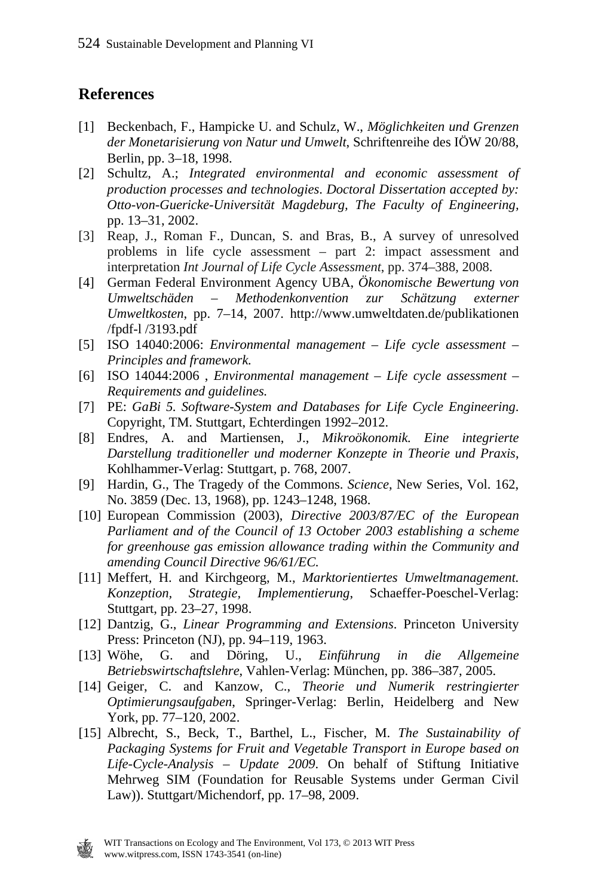## References

[1] Beckenbach, F., Hampicke U. and Schulz, W., *Möglichkeiten und Grenzen der Monetarisierung von Natur und Umwelt*, Schriftenreihe des IÖW 20/88, Berlin, pp. 3–18, 1998.

[2] Schultz, A.; *Integrated environmental and economic assessment of production processes and technologies*. *Doctoral Dissertation accepted by: Otto-von-Guericke-Universität Magdeburg, The Faculty of Engineering*, pp. 13–31, 2002.

[3] Reap, J., Roman F., Duncan, S. and Bras, B., A survey of unresolved problems in life cycle assessment – part 2: impact assessment and interpretation *Int Journal of Life Cycle Assessment*, pp. 374–388, 2008.

[4] German Federal Environment Agency UBA, *Ökonomische Bewertung von Umweltschäden – Methodenkonvention zur Schätzung externer Umweltkosten*, pp. 7–14, 2007. http://www.umweltdaten.de/publikationen /fpdf-l /3193.pdf

[5] ISO 14040:2006: *Environmental management – Life cycle assessment – Principles and framework.*

[6] ISO 14044:2006 , *Environmental management – Life cycle assessment – Requirements and guidelines.*

[7] PE: *GaBi 5. Software-System and Databases for Life Cycle Engineering*. Copyright, TM. Stuttgart, Echterdingen 1992–2012.

[8] Endres, A. and Martiensen, J., *Mikroökonomik. Eine integrierte Darstellung traditioneller und moderner Konzepte in Theorie und Praxis*, Kohlhammer-Verlag: Stuttgart, p. 768, 2007.

[9] Hardin, G., The Tragedy of the Commons. *Science*, New Series, Vol. 162, No. 3859 (Dec. 13, 1968), pp. 1243–1248, 1968.

[10] European Commission (2003), *Directive 2003/87/EC of the European Parliament and of the Council of 13 October 2003 establishing a scheme for greenhouse gas emission allowance trading within the Community and amending Council Directive 96/61/EC.*

[11] Meffert, H. and Kirchgeorg, M., *Marktorientiertes Umweltmanagement. Konzeption, Strategie, Implementierung*, Schaeffer-Poeschel-Verlag: Stuttgart, pp. 23–27, 1998.

[12] Dantzig, G., *Linear Programming and Extensions*. Princeton University Press: Princeton (NJ), pp. 94–119, 1963.

[13] Wöhe, G. and Döring, U., *Einführung in die Allgemeine Betriebswirtschaftslehre*, Vahlen-Verlag: München, pp. 386–387, 2005.

[14] Geiger, C. and Kanzow, C., *Theorie und Numerik restringierter Optimierungsaufgaben*, Springer-Verlag: Berlin, Heidelberg and New York, pp. 77–120, 2002.

[15] Albrecht, S., Beck, T., Barthel, L., Fischer, M. *The Sustainability of Packaging Systems for Fruit and Vegetable Transport in Europe based on Life-Cycle-Analysis – Update 2009*. On behalf of Stiftung Initiative Mehrweg SIM (Foundation for Reusable Systems under German Civil Law)). Stuttgart/Michendorf, pp. 17–98, 2009.